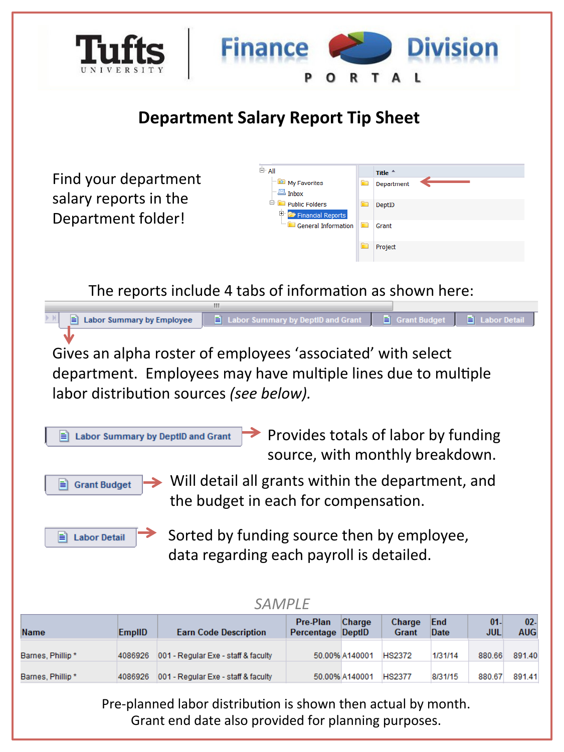Tufts University | Finance Division PORTAL

# Department Salary Report Tip Sheet

Find your department salary reports in the Department folder!

- All
  - My Favorites
  - Inbox
  - Public Folders
    - Financial Reports
    - General Information

| Title |
|---|
| Department |
| DeptID |
| Grant |
| Project |

The reports include 4 tabs of information as shown here:

Labor Summary by Employee | Labor Summary by DeptID and Grant | Grant Budget | Labor Detail

**Labor Summary by Employee** → Gives an alpha roster of employees 'associated' with select department. Employees may have multiple lines due to multiple labor distribution sources *(see below)*.

**Labor Summary by DeptID and Grant** → Provides totals of labor by funding source, with monthly breakdown.

**Grant Budget** → Will detail all grants within the department, and the budget in each for compensation.

**Labor Detail** → Sorted by funding source then by employee, data regarding each payroll is detailed.

*SAMPLE*

| Name | EmplID | Earn Code Description | Pre-Plan Percentage | Charge DeptID | Charge Grant | End Date | 01-JUL | 02-AUG |
|---|---|---|---|---|---|---|---|---|
| Barnes, Phillip * | 4086926 | 001 - Regular Exe - staff & faculty | 50.00% | A140001 | HS2372 | 1/31/14 | 880.66 | 891.40 |
| Barnes, Phillip * | 4086926 | 001 - Regular Exe - staff & faculty | 50.00% | A140001 | HS2377 | 8/31/15 | 880.67 | 891.41 |

Pre-planned labor distribution is shown then actual by month.
Grant end date also provided for planning purposes.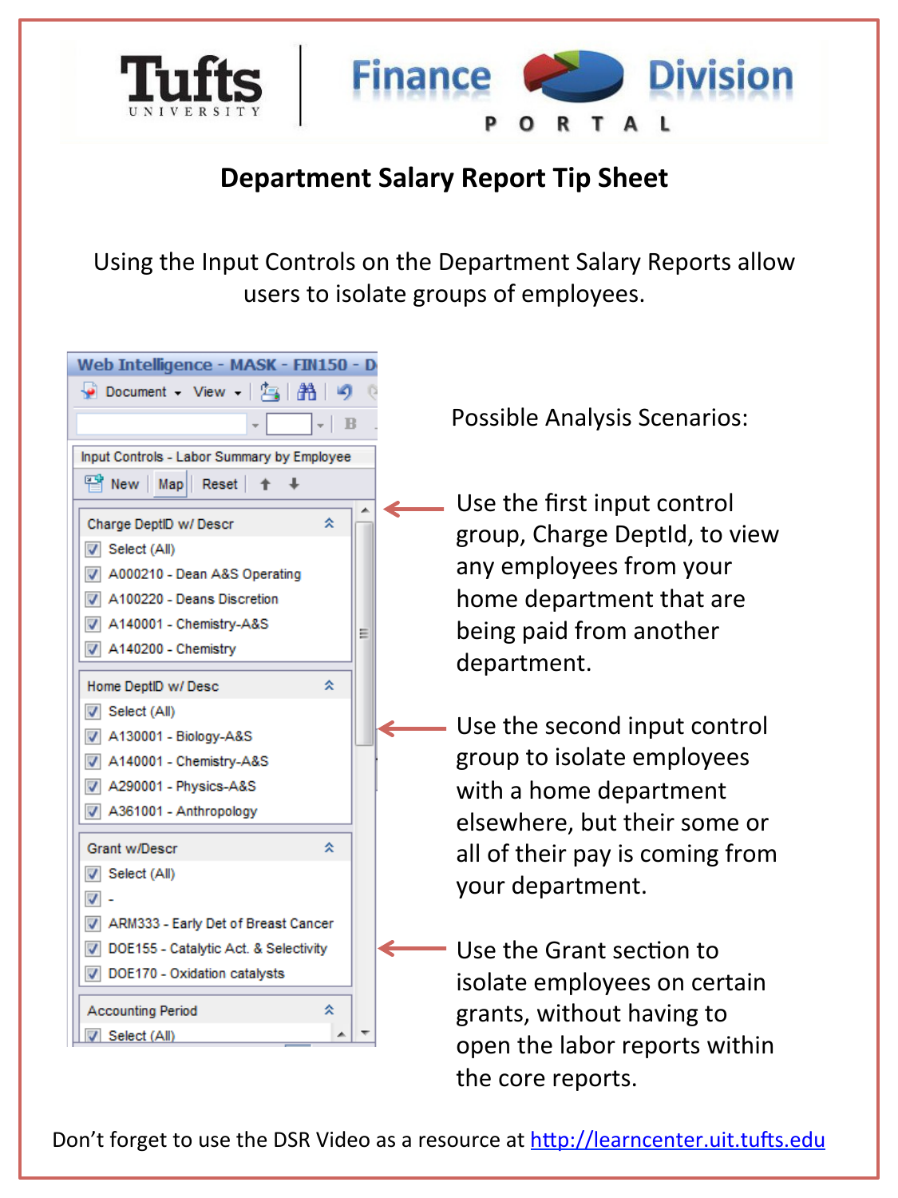Tufts UNIVERSITY | Finance Division PORTAL

# Department Salary Report Tip Sheet

Using the Input Controls on the Department Salary Reports allow users to isolate groups of employees.

Web Intelligence - MASK - FIN150 - D

Document View

Input Controls - Labor Summary by Employee

New Map Reset

Charge DeptID w/ Descr
- Select (All)
- A000210 - Dean A&S Operating
- A100220 - Deans Discretion
- A140001 - Chemistry-A&S
- A140200 - Chemistry

Home DeptID w/ Desc
- Select (All)
- A130001 - Biology-A&S
- A140001 - Chemistry-A&S
- A290001 - Physics-A&S
- A361001 - Anthropology

Grant w/Descr
- Select (All)
- -
- ARM333 - Early Det of Breast Cancer
- DOE155 - Catalytic Act. & Selectivity
- DOE170 - Oxidation catalysts

Accounting Period
- Select (All)

Possible Analysis Scenarios:

Use the first input control group, Charge DeptId, to view any employees from your home department that are being paid from another department.

Use the second input control group to isolate employees with a home department elsewhere, but their some or all of their pay is coming from your department.

Use the Grant section to isolate employees on certain grants, without having to open the labor reports within the core reports.

Don't forget to use the DSR Video as a resource at http://learncenter.uit.tufts.edu